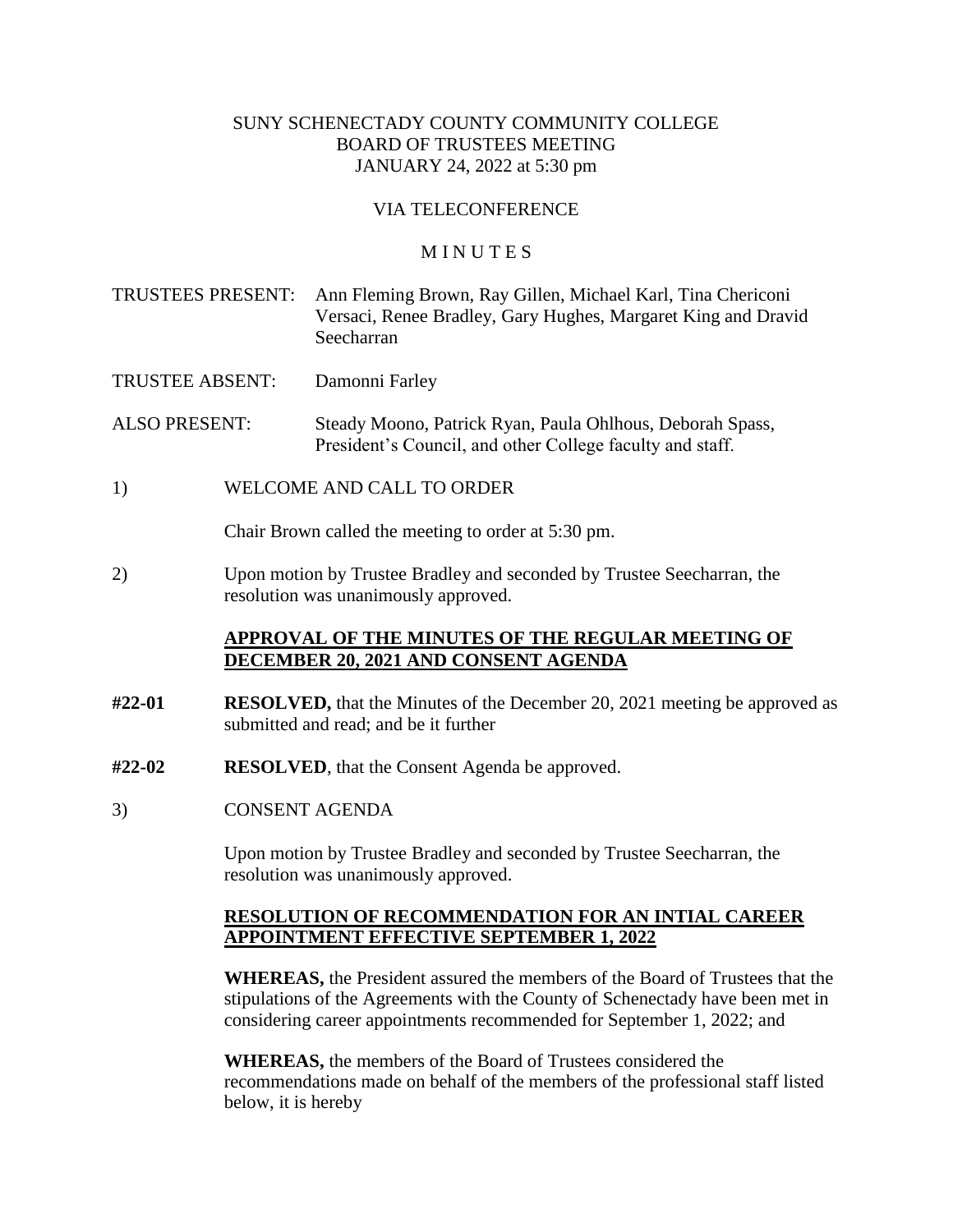SUNY SCHENECTADY COUNTY COMMUNITY COLLEGE
BOARD OF TRUSTEES MEETING
JANUARY 24, 2022 at 5:30 pm

VIA TELECONFERENCE

M I N U T E S

TRUSTEES PRESENT: Ann Fleming Brown, Ray Gillen, Michael Karl, Tina Chericoni Versaci, Renee Bradley, Gary Hughes, Margaret King and Dravid Seecharran

TRUSTEE ABSENT: Damonni Farley

ALSO PRESENT: Steady Moono, Patrick Ryan, Paula Ohlhous, Deborah Spass, President's Council, and other College faculty and staff.

1) WELCOME AND CALL TO ORDER

Chair Brown called the meeting to order at 5:30 pm.

2) Upon motion by Trustee Bradley and seconded by Trustee Seecharran, the resolution was unanimously approved.

**APPROVAL OF THE MINUTES OF THE REGULAR MEETING OF DECEMBER 20, 2021 AND CONSENT AGENDA**

**#22-01** **RESOLVED,** that the Minutes of the December 20, 2021 meeting be approved as submitted and read; and be it further

**#22-02** **RESOLVED**, that the Consent Agenda be approved.

3) CONSENT AGENDA

Upon motion by Trustee Bradley and seconded by Trustee Seecharran, the resolution was unanimously approved.

**RESOLUTION OF RECOMMENDATION FOR AN INTIAL CAREER APPOINTMENT EFFECTIVE SEPTEMBER 1, 2022**

**WHEREAS,** the President assured the members of the Board of Trustees that the stipulations of the Agreements with the County of Schenectady have been met in considering career appointments recommended for September 1, 2022; and

**WHEREAS,** the members of the Board of Trustees considered the recommendations made on behalf of the members of the professional staff listed below, it is hereby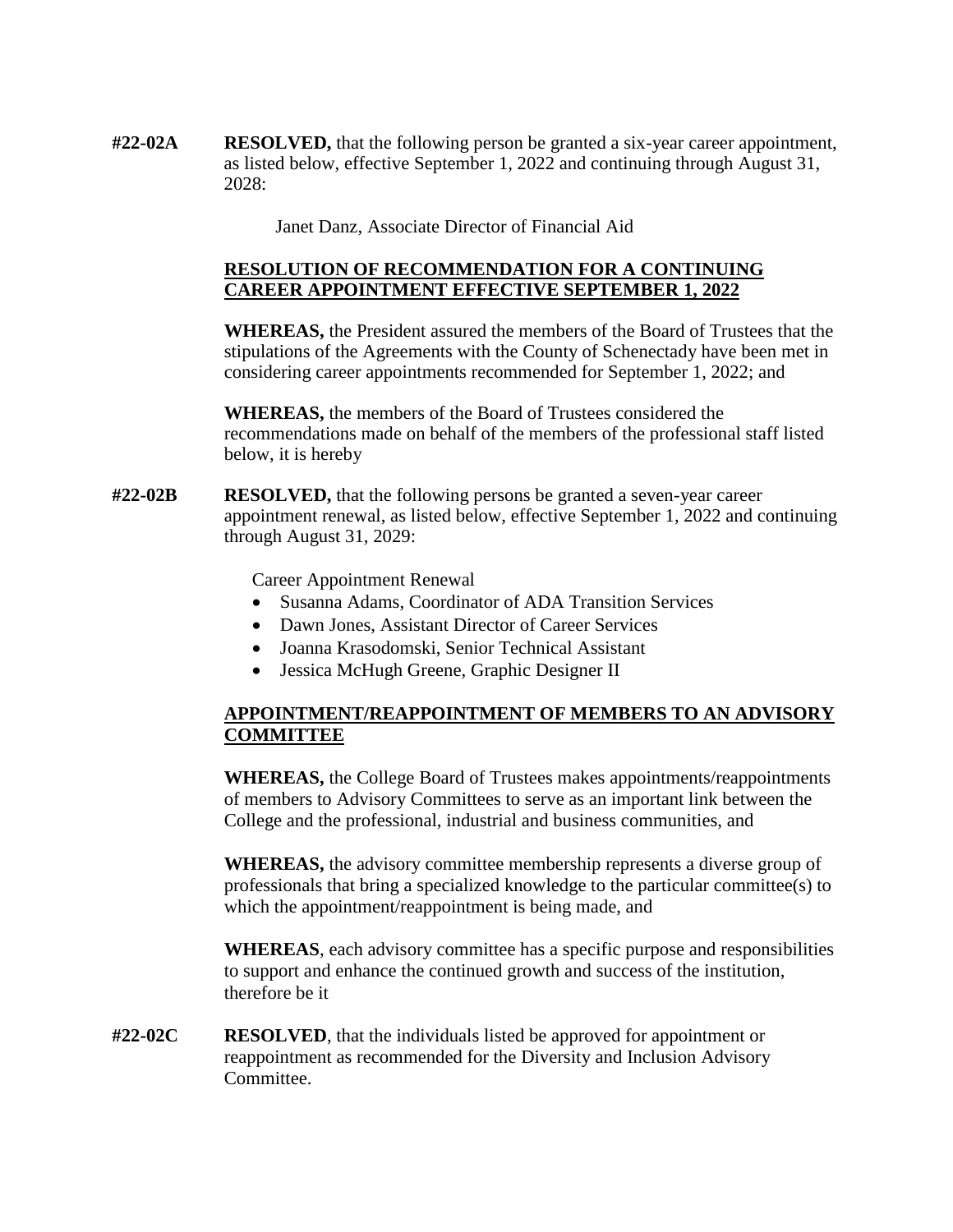**#22-02A** **RESOLVED,** that the following person be granted a six-year career appointment, as listed below, effective September 1, 2022 and continuing through August 31, 2028:

Janet Danz, Associate Director of Financial Aid

**RESOLUTION OF RECOMMENDATION FOR A CONTINUING CAREER APPOINTMENT EFFECTIVE SEPTEMBER 1, 2022**

**WHEREAS,** the President assured the members of the Board of Trustees that the stipulations of the Agreements with the County of Schenectady have been met in considering career appointments recommended for September 1, 2022; and

**WHEREAS,** the members of the Board of Trustees considered the recommendations made on behalf of the members of the professional staff listed below, it is hereby

**#22-02B** **RESOLVED,** that the following persons be granted a seven-year career appointment renewal, as listed below, effective September 1, 2022 and continuing through August 31, 2029:

Career Appointment Renewal

- Susanna Adams, Coordinator of ADA Transition Services
- Dawn Jones, Assistant Director of Career Services
- Joanna Krasodomski, Senior Technical Assistant
- Jessica McHugh Greene, Graphic Designer II

**APPOINTMENT/REAPPOINTMENT OF MEMBERS TO AN ADVISORY COMMITTEE**

**WHEREAS,** the College Board of Trustees makes appointments/reappointments of members to Advisory Committees to serve as an important link between the College and the professional, industrial and business communities, and

**WHEREAS,** the advisory committee membership represents a diverse group of professionals that bring a specialized knowledge to the particular committee(s) to which the appointment/reappointment is being made, and

**WHEREAS**, each advisory committee has a specific purpose and responsibilities to support and enhance the continued growth and success of the institution, therefore be it

**#22-02C** **RESOLVED**, that the individuals listed be approved for appointment or reappointment as recommended for the Diversity and Inclusion Advisory Committee.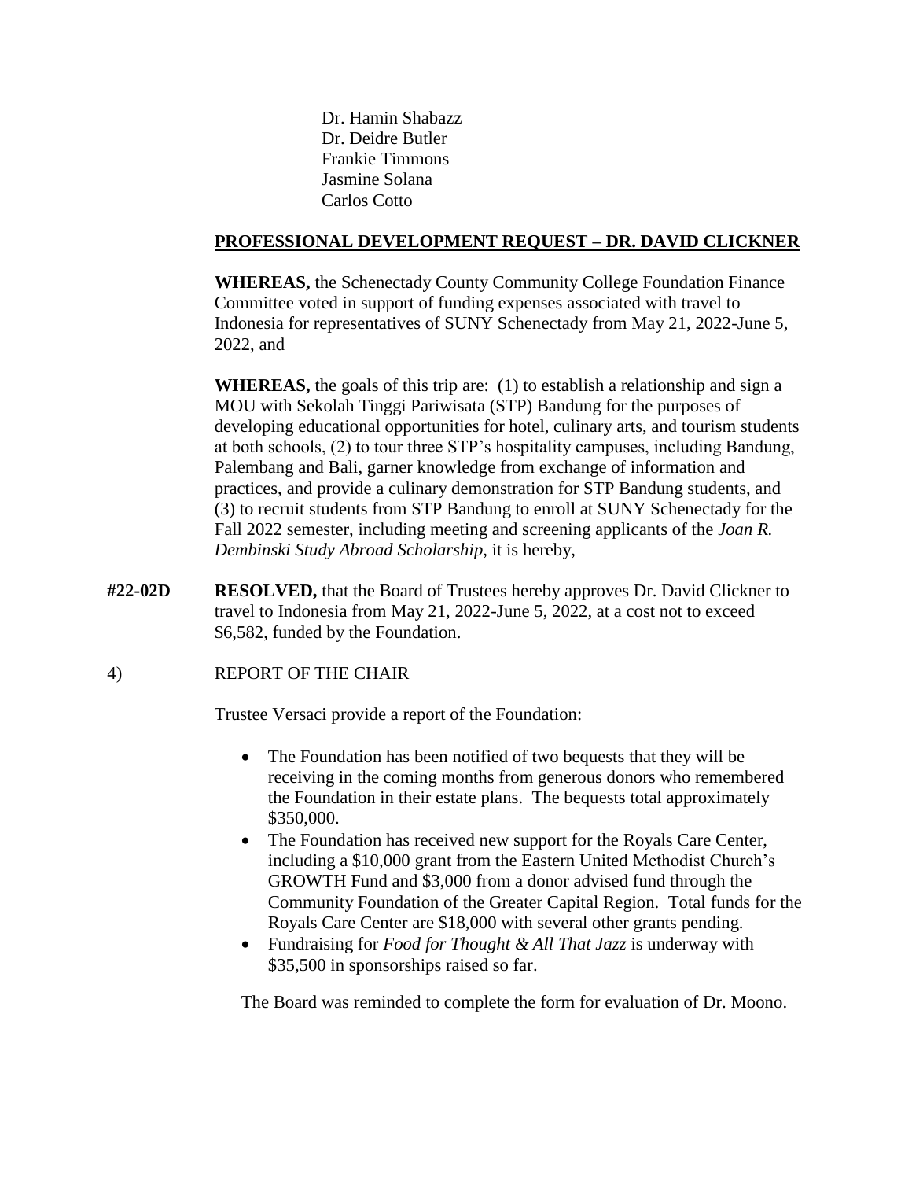Dr. Hamin Shabazz
Dr. Deidre Butler
Frankie Timmons
Jasmine Solana
Carlos Cotto

**PROFESSIONAL DEVELOPMENT REQUEST – DR. DAVID CLICKNER**

**WHEREAS,** the Schenectady County Community College Foundation Finance Committee voted in support of funding expenses associated with travel to Indonesia for representatives of SUNY Schenectady from May 21, 2022-June 5, 2022, and

**WHEREAS,** the goals of this trip are: (1) to establish a relationship and sign a MOU with Sekolah Tinggi Pariwisata (STP) Bandung for the purposes of developing educational opportunities for hotel, culinary arts, and tourism students at both schools, (2) to tour three STP's hospitality campuses, including Bandung, Palembang and Bali, garner knowledge from exchange of information and practices, and provide a culinary demonstration for STP Bandung students, and (3) to recruit students from STP Bandung to enroll at SUNY Schenectady for the Fall 2022 semester, including meeting and screening applicants of the *Joan R. Dembinski Study Abroad Scholarship*, it is hereby,

**#22-02D** **RESOLVED,** that the Board of Trustees hereby approves Dr. David Clickner to travel to Indonesia from May 21, 2022-June 5, 2022, at a cost not to exceed $6,582, funded by the Foundation.

4) REPORT OF THE CHAIR

Trustee Versaci provide a report of the Foundation:

- The Foundation has been notified of two bequests that they will be receiving in the coming months from generous donors who remembered the Foundation in their estate plans. The bequests total approximately $350,000.
- The Foundation has received new support for the Royals Care Center, including a $10,000 grant from the Eastern United Methodist Church's GROWTH Fund and $3,000 from a donor advised fund through the Community Foundation of the Greater Capital Region. Total funds for the Royals Care Center are $18,000 with several other grants pending.
- Fundraising for *Food for Thought & All That Jazz* is underway with $35,500 in sponsorships raised so far.

The Board was reminded to complete the form for evaluation of Dr. Moono.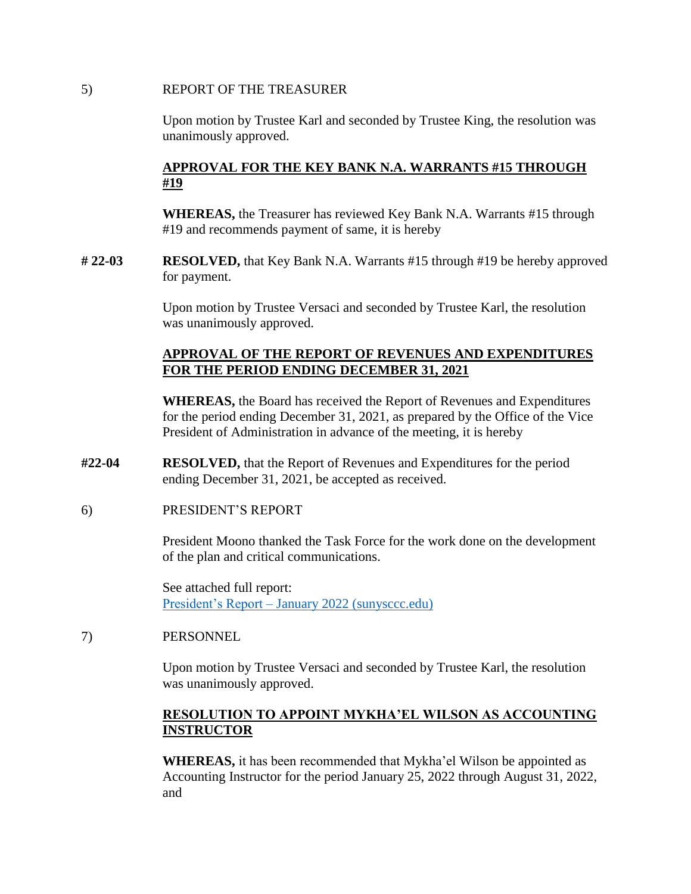5) REPORT OF THE TREASURER

Upon motion by Trustee Karl and seconded by Trustee King, the resolution was unanimously approved.

**APPROVAL FOR THE KEY BANK N.A. WARRANTS #15 THROUGH #19**

**WHEREAS,** the Treasurer has reviewed Key Bank N.A. Warrants #15 through #19 and recommends payment of same, it is hereby

**# 22-03** **RESOLVED,** that Key Bank N.A. Warrants #15 through #19 be hereby approved for payment.

Upon motion by Trustee Versaci and seconded by Trustee Karl, the resolution was unanimously approved.

**APPROVAL OF THE REPORT OF REVENUES AND EXPENDITURES FOR THE PERIOD ENDING DECEMBER 31, 2021**

**WHEREAS,** the Board has received the Report of Revenues and Expenditures for the period ending December 31, 2021, as prepared by the Office of the Vice President of Administration in advance of the meeting, it is hereby

**#22-04** **RESOLVED,** that the Report of Revenues and Expenditures for the period ending December 31, 2021, be accepted as received.

6) PRESIDENT'S REPORT

President Moono thanked the Task Force for the work done on the development of the plan and critical communications.

See attached full report:
[President's Report – January 2022 (sunysccc.edu)]

7) PERSONNEL

Upon motion by Trustee Versaci and seconded by Trustee Karl, the resolution was unanimously approved.

**RESOLUTION TO APPOINT MYKHA'EL WILSON AS ACCOUNTING INSTRUCTOR**

**WHEREAS,** it has been recommended that Mykha'el Wilson be appointed as Accounting Instructor for the period January 25, 2022 through August 31, 2022, and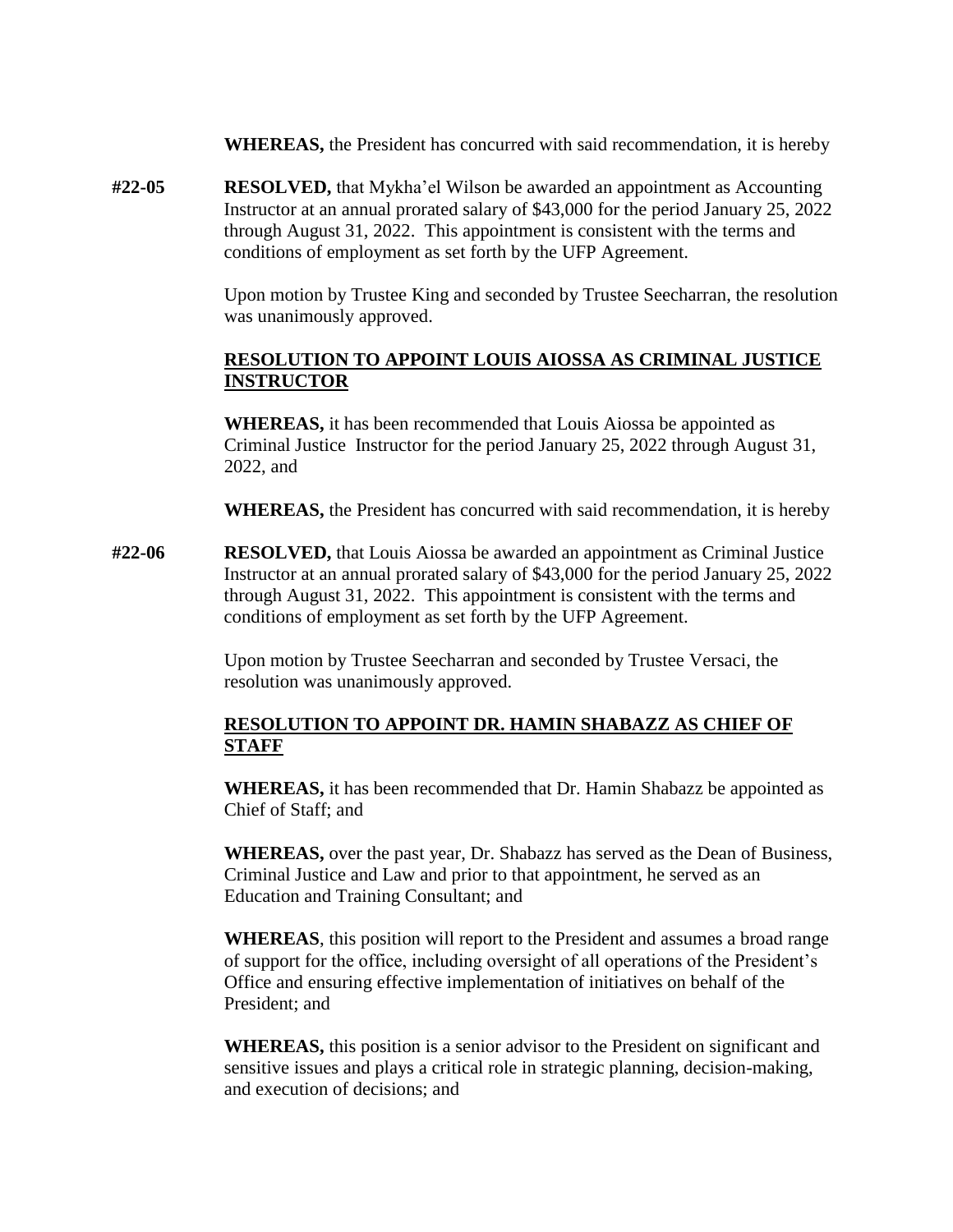**WHEREAS,** the President has concurred with said recommendation, it is hereby

**#22-05** **RESOLVED,** that Mykha'el Wilson be awarded an appointment as Accounting Instructor at an annual prorated salary of $43,000 for the period January 25, 2022 through August 31, 2022. This appointment is consistent with the terms and conditions of employment as set forth by the UFP Agreement.

Upon motion by Trustee King and seconded by Trustee Seecharran, the resolution was unanimously approved.

**RESOLUTION TO APPOINT LOUIS AIOSSA AS CRIMINAL JUSTICE INSTRUCTOR**

**WHEREAS,** it has been recommended that Louis Aiossa be appointed as Criminal Justice Instructor for the period January 25, 2022 through August 31, 2022, and

**WHEREAS,** the President has concurred with said recommendation, it is hereby

**#22-06** **RESOLVED,** that Louis Aiossa be awarded an appointment as Criminal Justice Instructor at an annual prorated salary of $43,000 for the period January 25, 2022 through August 31, 2022. This appointment is consistent with the terms and conditions of employment as set forth by the UFP Agreement.

Upon motion by Trustee Seecharran and seconded by Trustee Versaci, the resolution was unanimously approved.

**RESOLUTION TO APPOINT DR. HAMIN SHABAZZ AS CHIEF OF STAFF**

**WHEREAS,** it has been recommended that Dr. Hamin Shabazz be appointed as Chief of Staff; and

**WHEREAS,** over the past year, Dr. Shabazz has served as the Dean of Business, Criminal Justice and Law and prior to that appointment, he served as an Education and Training Consultant; and

**WHEREAS**, this position will report to the President and assumes a broad range of support for the office, including oversight of all operations of the President's Office and ensuring effective implementation of initiatives on behalf of the President; and

**WHEREAS,** this position is a senior advisor to the President on significant and sensitive issues and plays a critical role in strategic planning, decision-making, and execution of decisions; and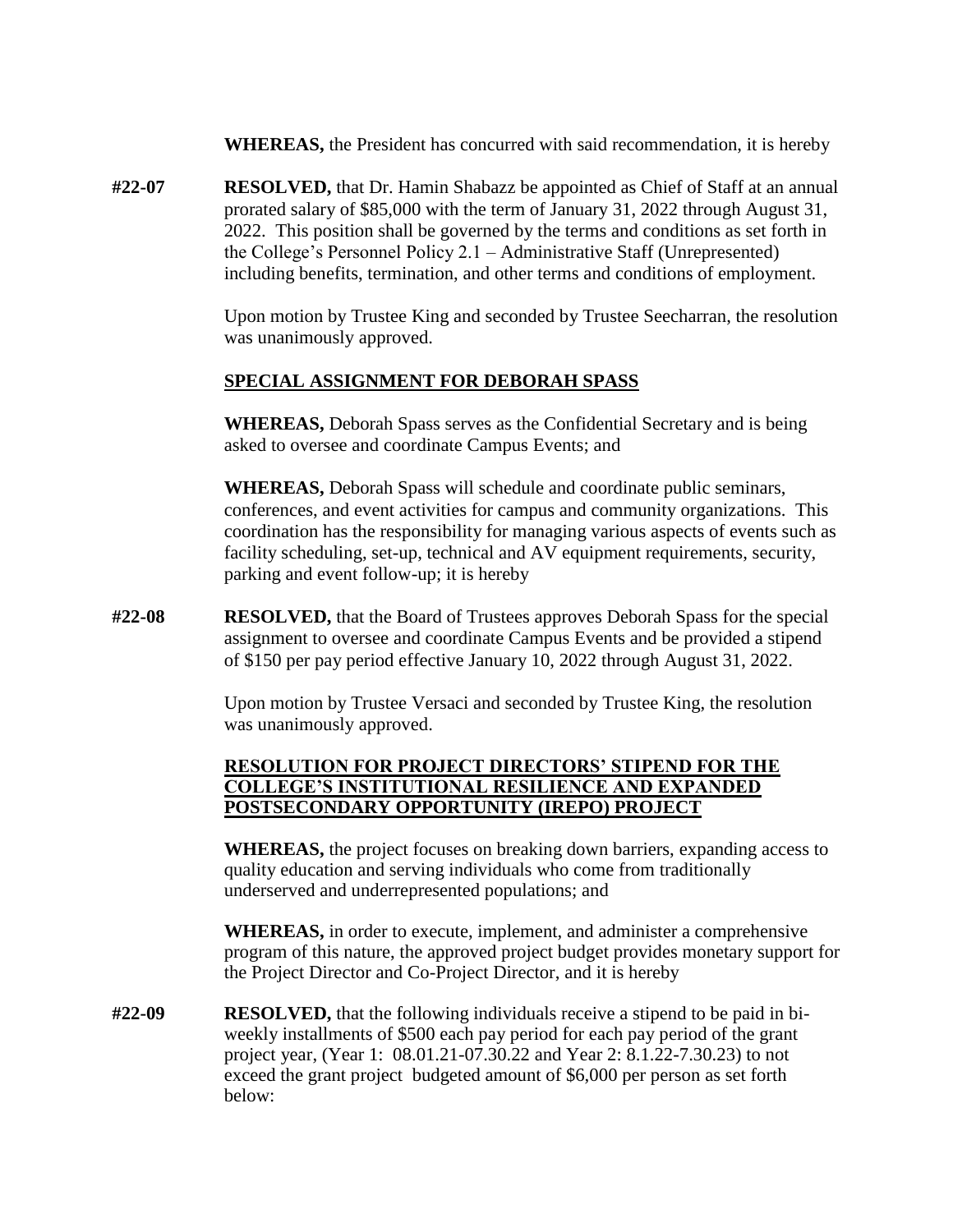**WHEREAS,** the President has concurred with said recommendation, it is hereby

**#22-07** **RESOLVED,** that Dr. Hamin Shabazz be appointed as Chief of Staff at an annual prorated salary of $85,000 with the term of January 31, 2022 through August 31, 2022. This position shall be governed by the terms and conditions as set forth in the College's Personnel Policy 2.1 – Administrative Staff (Unrepresented) including benefits, termination, and other terms and conditions of employment.

Upon motion by Trustee King and seconded by Trustee Seecharran, the resolution was unanimously approved.

**SPECIAL ASSIGNMENT FOR DEBORAH SPASS**

**WHEREAS,** Deborah Spass serves as the Confidential Secretary and is being asked to oversee and coordinate Campus Events; and

**WHEREAS,** Deborah Spass will schedule and coordinate public seminars, conferences, and event activities for campus and community organizations. This coordination has the responsibility for managing various aspects of events such as facility scheduling, set-up, technical and AV equipment requirements, security, parking and event follow-up; it is hereby

**#22-08** **RESOLVED,** that the Board of Trustees approves Deborah Spass for the special assignment to oversee and coordinate Campus Events and be provided a stipend of $150 per pay period effective January 10, 2022 through August 31, 2022.

Upon motion by Trustee Versaci and seconded by Trustee King, the resolution was unanimously approved.

**RESOLUTION FOR PROJECT DIRECTORS' STIPEND FOR THE COLLEGE'S INSTITUTIONAL RESILIENCE AND EXPANDED POSTSECONDARY OPPORTUNITY (IREPO) PROJECT**

**WHEREAS,** the project focuses on breaking down barriers, expanding access to quality education and serving individuals who come from traditionally underserved and underrepresented populations; and

**WHEREAS,** in order to execute, implement, and administer a comprehensive program of this nature, the approved project budget provides monetary support for the Project Director and Co-Project Director, and it is hereby

**#22-09** **RESOLVED,** that the following individuals receive a stipend to be paid in bi-weekly installments of $500 each pay period for each pay period of the grant project year, (Year 1: 08.01.21-07.30.22 and Year 2: 8.1.22-7.30.23) to not exceed the grant project budgeted amount of $6,000 per person as set forth below: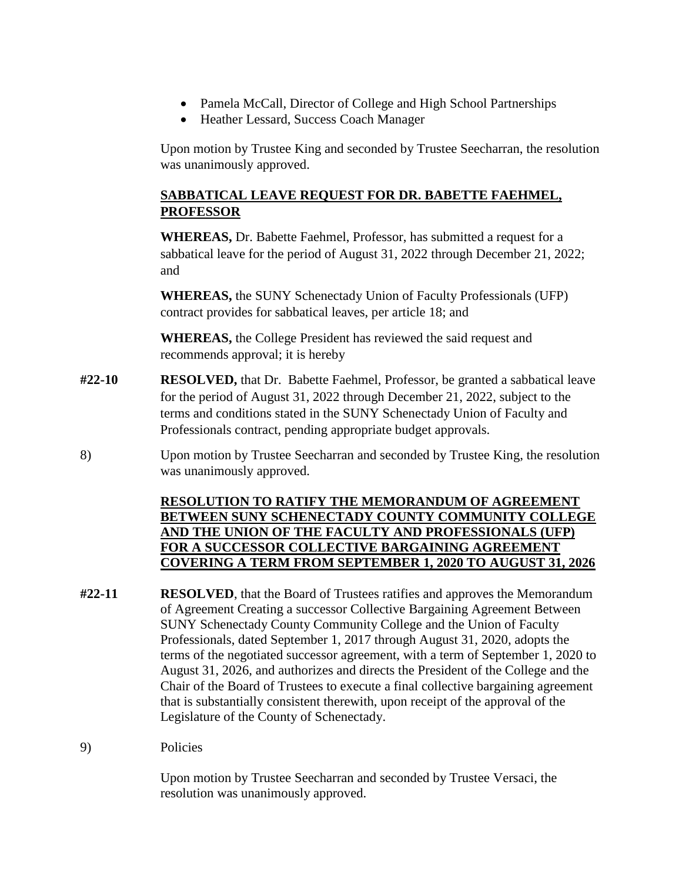- Pamela McCall, Director of College and High School Partnerships
- Heather Lessard, Success Coach Manager

Upon motion by Trustee King and seconded by Trustee Seecharran, the resolution was unanimously approved.

**SABBATICAL LEAVE REQUEST FOR DR. BABETTE FAEHMEL, PROFESSOR**

**WHEREAS,** Dr. Babette Faehmel, Professor, has submitted a request for a sabbatical leave for the period of August 31, 2022 through December 21, 2022; and

**WHEREAS,** the SUNY Schenectady Union of Faculty Professionals (UFP) contract provides for sabbatical leaves, per article 18; and

**WHEREAS,** the College President has reviewed the said request and recommends approval; it is hereby

**#22-10** **RESOLVED,** that Dr. Babette Faehmel, Professor, be granted a sabbatical leave for the period of August 31, 2022 through December 21, 2022, subject to the terms and conditions stated in the SUNY Schenectady Union of Faculty and Professionals contract, pending appropriate budget approvals.

8) Upon motion by Trustee Seecharran and seconded by Trustee King, the resolution was unanimously approved.

**RESOLUTION TO RATIFY THE MEMORANDUM OF AGREEMENT BETWEEN SUNY SCHENECTADY COUNTY COMMUNITY COLLEGE AND THE UNION OF THE FACULTY AND PROFESSIONALS (UFP) FOR A SUCCESSOR COLLECTIVE BARGAINING AGREEMENT COVERING A TERM FROM SEPTEMBER 1, 2020 TO AUGUST 31, 2026**

**#22-11** **RESOLVED**, that the Board of Trustees ratifies and approves the Memorandum of Agreement Creating a successor Collective Bargaining Agreement Between SUNY Schenectady County Community College and the Union of Faculty Professionals, dated September 1, 2017 through August 31, 2020, adopts the terms of the negotiated successor agreement, with a term of September 1, 2020 to August 31, 2026, and authorizes and directs the President of the College and the Chair of the Board of Trustees to execute a final collective bargaining agreement that is substantially consistent therewith, upon receipt of the approval of the Legislature of the County of Schenectady.

9) Policies

Upon motion by Trustee Seecharran and seconded by Trustee Versaci, the resolution was unanimously approved.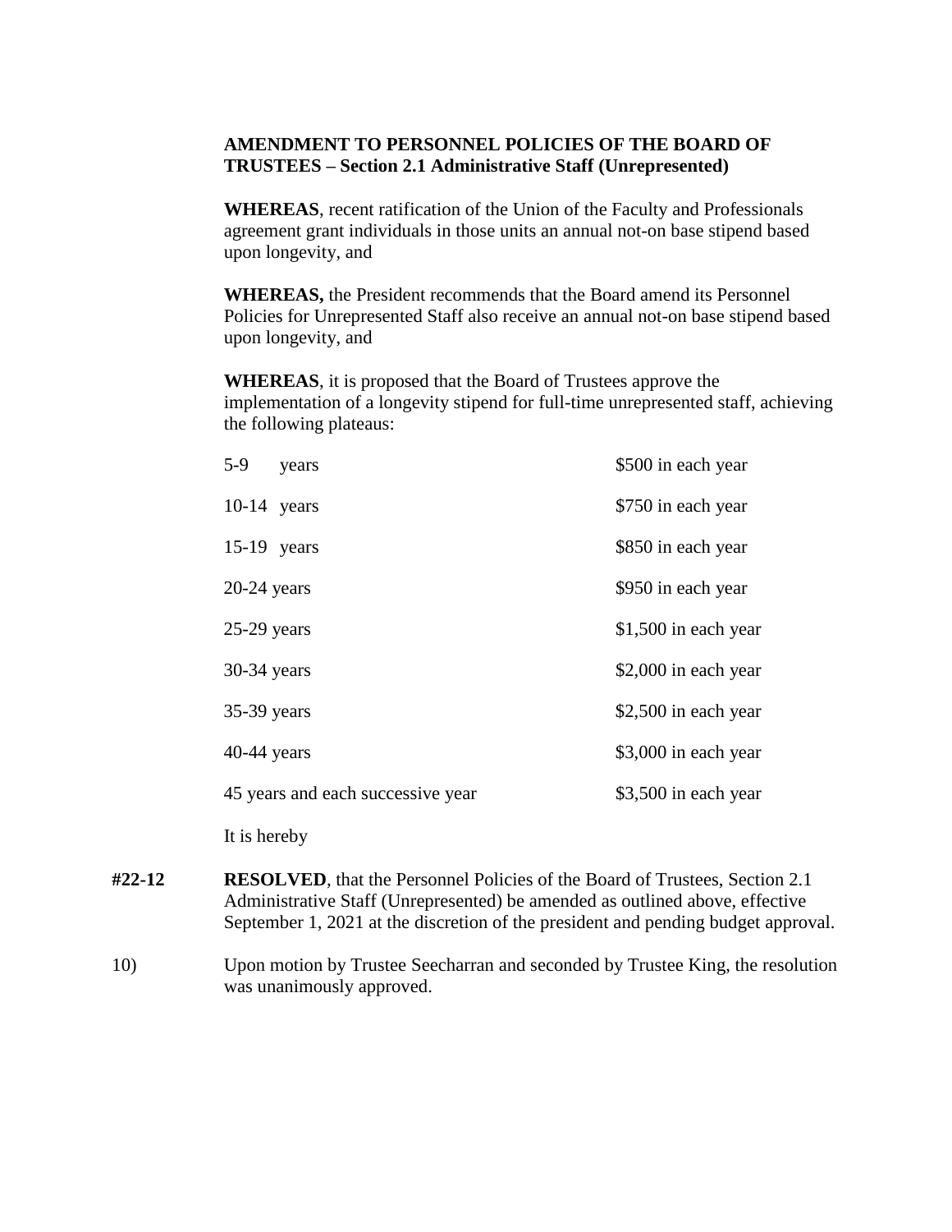**AMENDMENT TO PERSONNEL POLICIES OF THE BOARD OF TRUSTEES – Section 2.1 Administrative Staff (Unrepresented)**

**WHEREAS**, recent ratification of the Union of the Faculty and Professionals agreement grant individuals in those units an annual not-on base stipend based upon longevity, and

**WHEREAS,** the President recommends that the Board amend its Personnel Policies for Unrepresented Staff also receive an annual not-on base stipend based upon longevity, and

**WHEREAS**, it is proposed that the Board of Trustees approve the implementation of a longevity stipend for full-time unrepresented staff, achieving the following plateaus:

| | |
|---|---|
| 5-9 years | $500 in each year |
| 10-14 years | $750 in each year |
| 15-19 years | $850 in each year |
| 20-24 years | $950 in each year |
| 25-29 years | $1,500 in each year |
| 30-34 years | $2,000 in each year |
| 35-39 years | $2,500 in each year |
| 40-44 years | $3,000 in each year |
| 45 years and each successive year | $3,500 in each year |

It is hereby

**#22-12** **RESOLVED**, that the Personnel Policies of the Board of Trustees, Section 2.1 Administrative Staff (Unrepresented) be amended as outlined above, effective September 1, 2021 at the discretion of the president and pending budget approval.

10) Upon motion by Trustee Seecharran and seconded by Trustee King, the resolution was unanimously approved.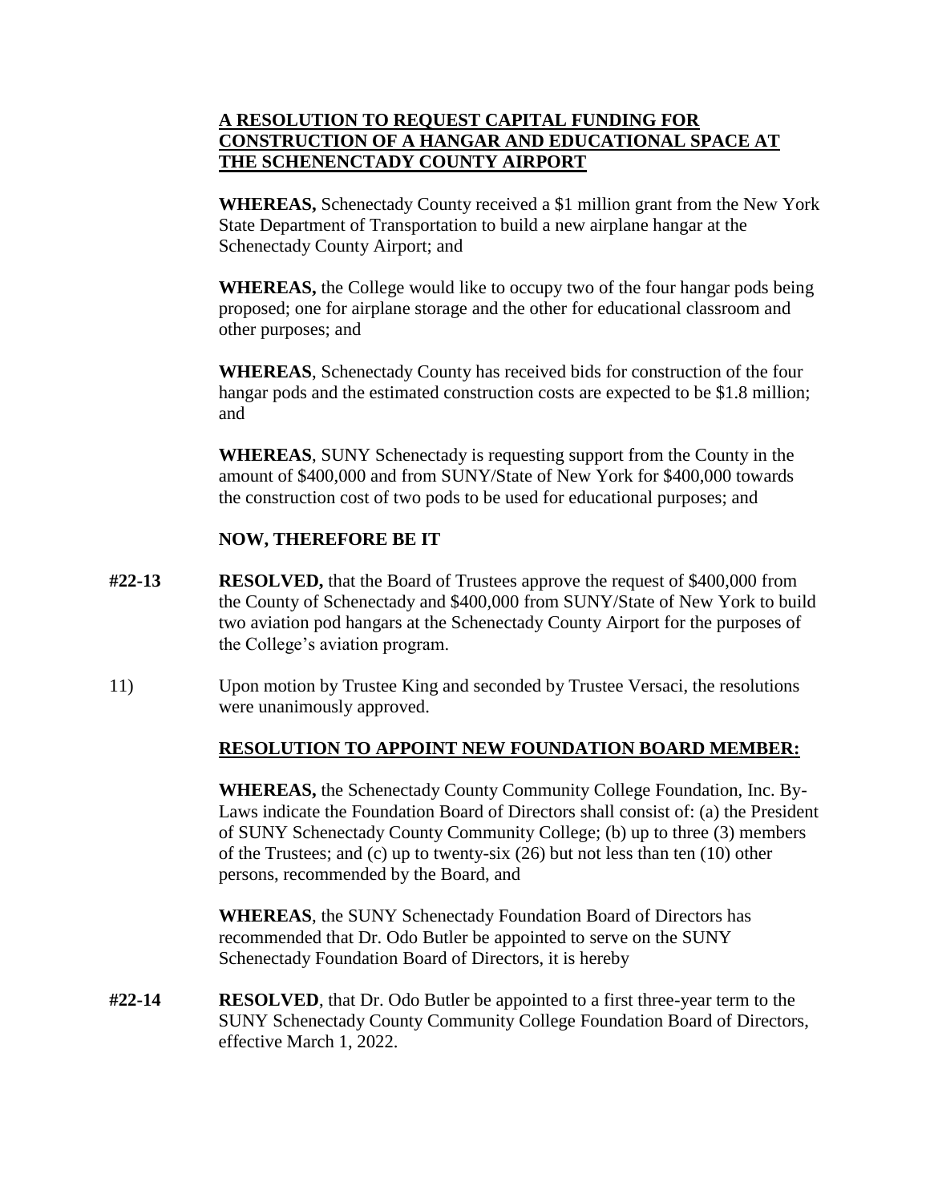**A RESOLUTION TO REQUEST CAPITAL FUNDING FOR CONSTRUCTION OF A HANGAR AND EDUCATIONAL SPACE AT THE SCHENENCTADY COUNTY AIRPORT**

**WHEREAS,** Schenectady County received a $1 million grant from the New York State Department of Transportation to build a new airplane hangar at the Schenectady County Airport; and

**WHEREAS,** the College would like to occupy two of the four hangar pods being proposed; one for airplane storage and the other for educational classroom and other purposes; and

**WHEREAS**, Schenectady County has received bids for construction of the four hangar pods and the estimated construction costs are expected to be $1.8 million; and

**WHEREAS**, SUNY Schenectady is requesting support from the County in the amount of $400,000 and from SUNY/State of New York for $400,000 towards the construction cost of two pods to be used for educational purposes; and

**NOW, THEREFORE BE IT**

**#22-13** **RESOLVED,** that the Board of Trustees approve the request of $400,000 from the County of Schenectady and $400,000 from SUNY/State of New York to build two aviation pod hangars at the Schenectady County Airport for the purposes of the College's aviation program.

11) Upon motion by Trustee King and seconded by Trustee Versaci, the resolutions were unanimously approved.

**RESOLUTION TO APPOINT NEW FOUNDATION BOARD MEMBER:**

**WHEREAS,** the Schenectady County Community College Foundation, Inc. By-Laws indicate the Foundation Board of Directors shall consist of: (a) the President of SUNY Schenectady County Community College; (b) up to three (3) members of the Trustees; and (c) up to twenty-six (26) but not less than ten (10) other persons, recommended by the Board, and

**WHEREAS**, the SUNY Schenectady Foundation Board of Directors has recommended that Dr. Odo Butler be appointed to serve on the SUNY Schenectady Foundation Board of Directors, it is hereby

**#22-14** **RESOLVED**, that Dr. Odo Butler be appointed to a first three-year term to the SUNY Schenectady County Community College Foundation Board of Directors, effective March 1, 2022.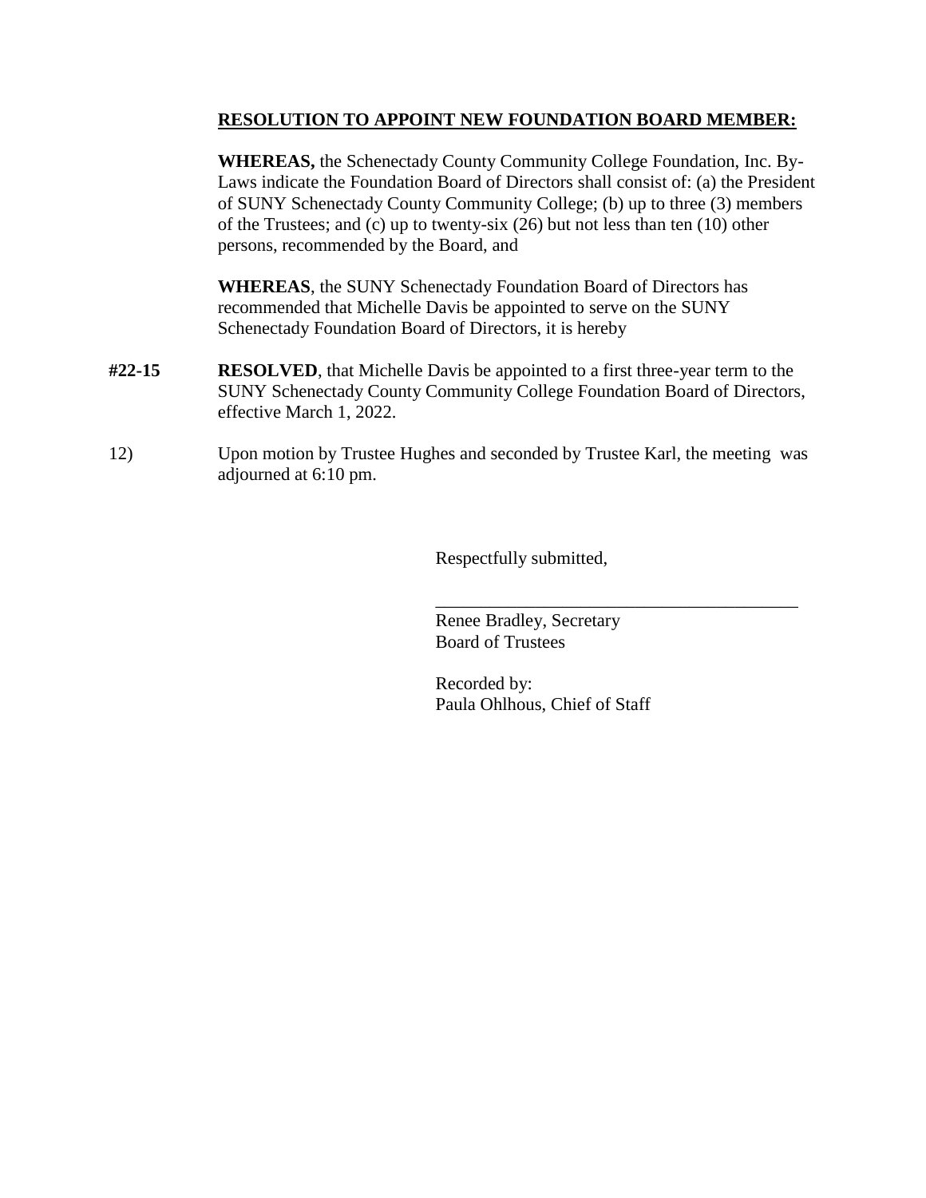**<u>RESOLUTION TO APPOINT NEW FOUNDATION BOARD MEMBER:</u>**

**WHEREAS,** the Schenectady County Community College Foundation, Inc. By-Laws indicate the Foundation Board of Directors shall consist of: (a) the President of SUNY Schenectady County Community College; (b) up to three (3) members of the Trustees; and (c) up to twenty-six (26) but not less than ten (10) other persons, recommended by the Board, and

**WHEREAS**, the SUNY Schenectady Foundation Board of Directors has recommended that Michelle Davis be appointed to serve on the SUNY Schenectady Foundation Board of Directors, it is hereby

**#22-15** **RESOLVED**, that Michelle Davis be appointed to a first three-year term to the SUNY Schenectady County Community College Foundation Board of Directors, effective March 1, 2022.

12) Upon motion by Trustee Hughes and seconded by Trustee Karl, the meeting was adjourned at 6:10 pm.

Respectfully submitted,

\_\_\_\_\_\_\_\_\_\_\_\_\_\_\_\_\_\_\_\_\_\_\_\_\_\_\_\_\_\_\_\_\_\_\_\_\_\_\_\_

Renee Bradley, Secretary
Board of Trustees

Recorded by:
Paula Ohlhous, Chief of Staff